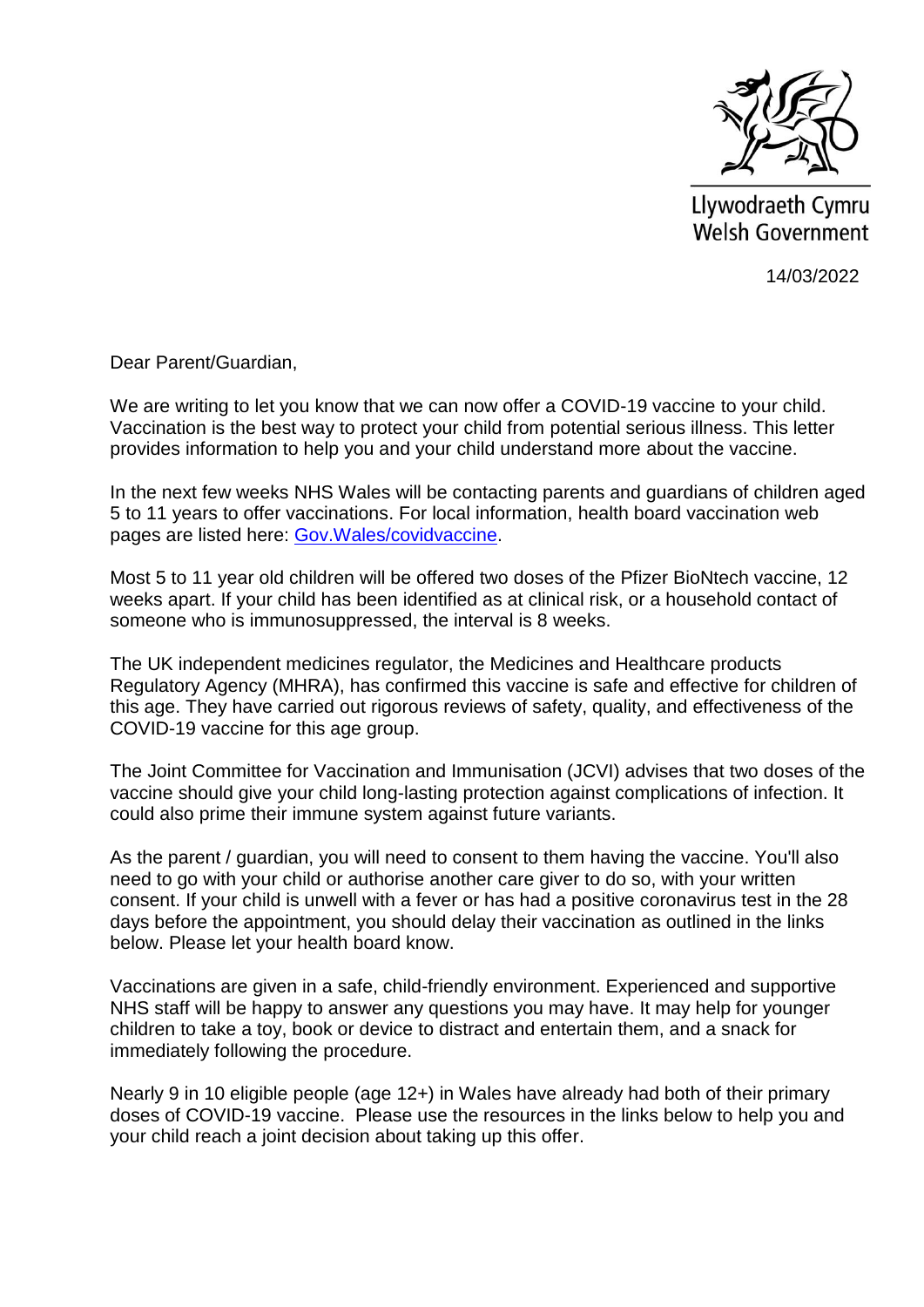Llywodraeth Cymru
Welsh Government

14/03/2022

Dear Parent/Guardian,

We are writing to let you know that we can now offer a COVID-19 vaccine to your child. Vaccination is the best way to protect your child from potential serious illness. This letter provides information to help you and your child understand more about the vaccine.

In the next few weeks NHS Wales will be contacting parents and guardians of children aged 5 to 11 years to offer vaccinations. For local information, health board vaccination web pages are listed here: [Gov.Wales/covidvaccine](Gov.Wales/covidvaccine).

Most 5 to 11 year old children will be offered two doses of the Pfizer BioNtech vaccine, 12 weeks apart. If your child has been identified as at clinical risk, or a household contact of someone who is immunosuppressed, the interval is 8 weeks.

The UK independent medicines regulator, the Medicines and Healthcare products Regulatory Agency (MHRA), has confirmed this vaccine is safe and effective for children of this age. They have carried out rigorous reviews of safety, quality, and effectiveness of the COVID-19 vaccine for this age group.

The Joint Committee for Vaccination and Immunisation (JCVI) advises that two doses of the vaccine should give your child long-lasting protection against complications of infection. It could also prime their immune system against future variants.

As the parent / guardian, you will need to consent to them having the vaccine. You'll also need to go with your child or authorise another care giver to do so, with your written consent. If your child is unwell with a fever or has had a positive coronavirus test in the 28 days before the appointment, you should delay their vaccination as outlined in the links below. Please let your health board know.

Vaccinations are given in a safe, child-friendly environment. Experienced and supportive NHS staff will be happy to answer any questions you may have. It may help for younger children to take a toy, book or device to distract and entertain them, and a snack for immediately following the procedure.

Nearly 9 in 10 eligible people (age 12+) in Wales have already had both of their primary doses of COVID-19 vaccine. Please use the resources in the links below to help you and your child reach a joint decision about taking up this offer.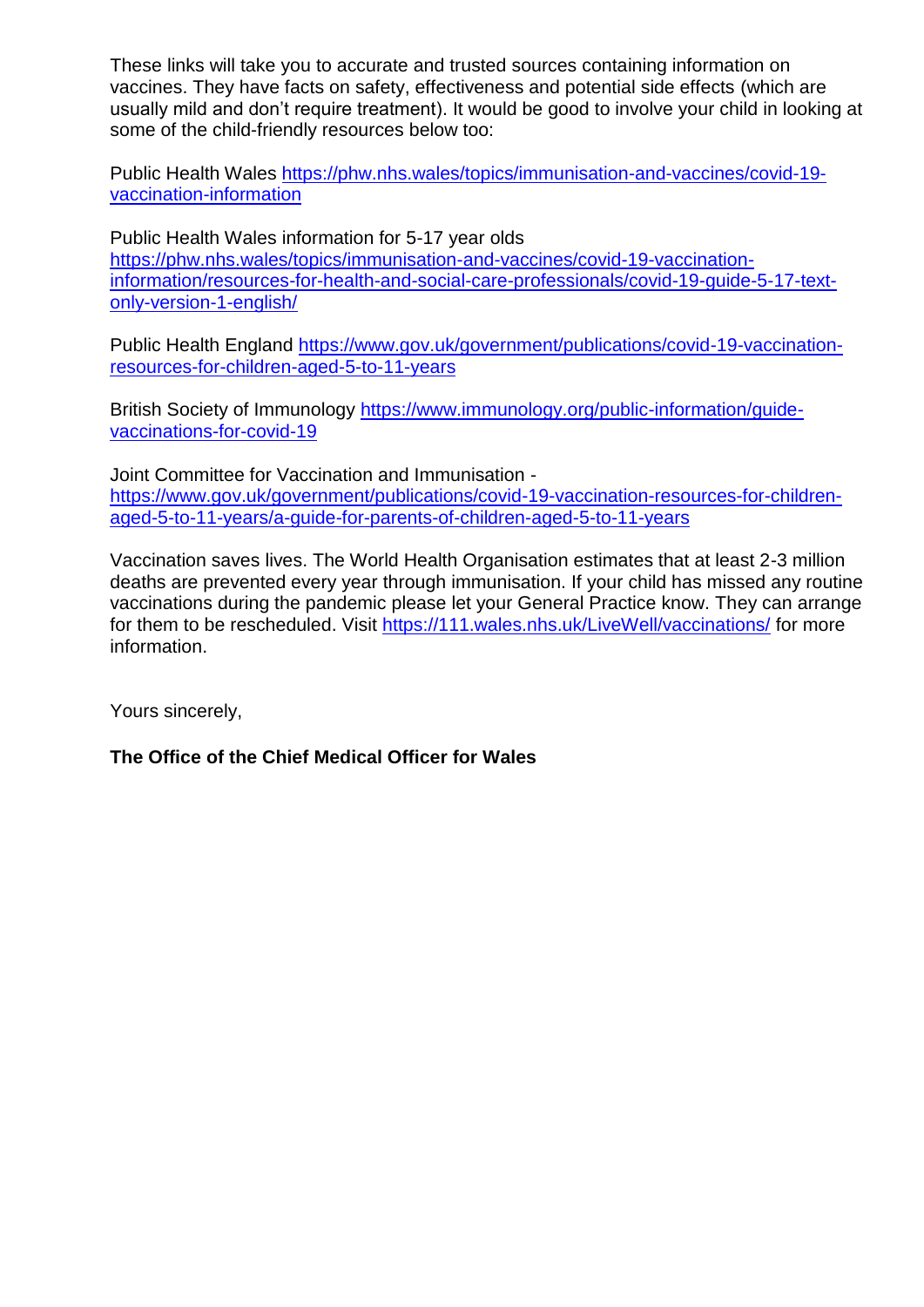These links will take you to accurate and trusted sources containing information on vaccines. They have facts on safety, effectiveness and potential side effects (which are usually mild and don't require treatment). It would be good to involve your child in looking at some of the child-friendly resources below too:

Public Health Wales https://phw.nhs.wales/topics/immunisation-and-vaccines/covid-19-vaccination-information

Public Health Wales information for 5-17 year olds https://phw.nhs.wales/topics/immunisation-and-vaccines/covid-19-vaccination-information/resources-for-health-and-social-care-professionals/covid-19-guide-5-17-text-only-version-1-english/

Public Health England https://www.gov.uk/government/publications/covid-19-vaccination-resources-for-children-aged-5-to-11-years

British Society of Immunology https://www.immunology.org/public-information/guide-vaccinations-for-covid-19

Joint Committee for Vaccination and Immunisation - https://www.gov.uk/government/publications/covid-19-vaccination-resources-for-children-aged-5-to-11-years/a-guide-for-parents-of-children-aged-5-to-11-years

Vaccination saves lives. The World Health Organisation estimates that at least 2-3 million deaths are prevented every year through immunisation. If your child has missed any routine vaccinations during the pandemic please let your General Practice know. They can arrange for them to be rescheduled. Visit https://111.wales.nhs.uk/LiveWell/vaccinations/ for more information.

Yours sincerely,

**The Office of the Chief Medical Officer for Wales**